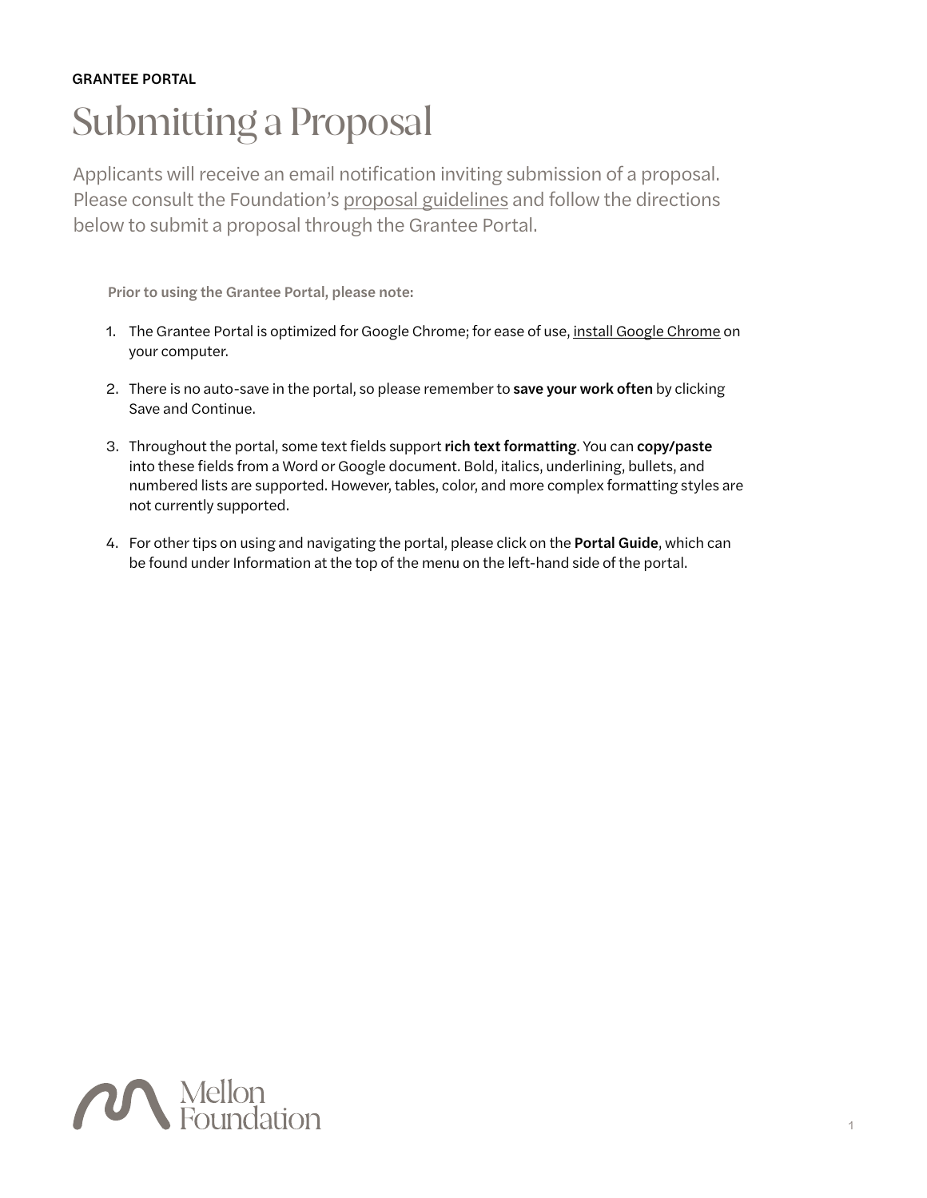GRANTEE PORTAL

# Submitting a Proposal

Applicants will receive an email notification inviting submission of a proposal. Please consult the Foundation's proposal guidelines and follow the directions below to submit a proposal through the Grantee Portal.

**Prior to using the Grantee Portal, please note:**

1. The Grantee Portal is optimized for Google Chrome; for ease of use, install Google Chrome on your computer.

2. There is no auto-save in the portal, so please remember to **save your work often** by clicking Save and Continue.

3. Throughout the portal, some text fields support **rich text formatting**. You can **copy/paste** into these fields from a Word or Google document. Bold, italics, underlining, bullets, and numbered lists are supported. However, tables, color, and more complex formatting styles are not currently supported.

4. For other tips on using and navigating the portal, please click on the **Portal Guide**, which can be found under Information at the top of the menu on the left-hand side of the portal.

Mellon Foundation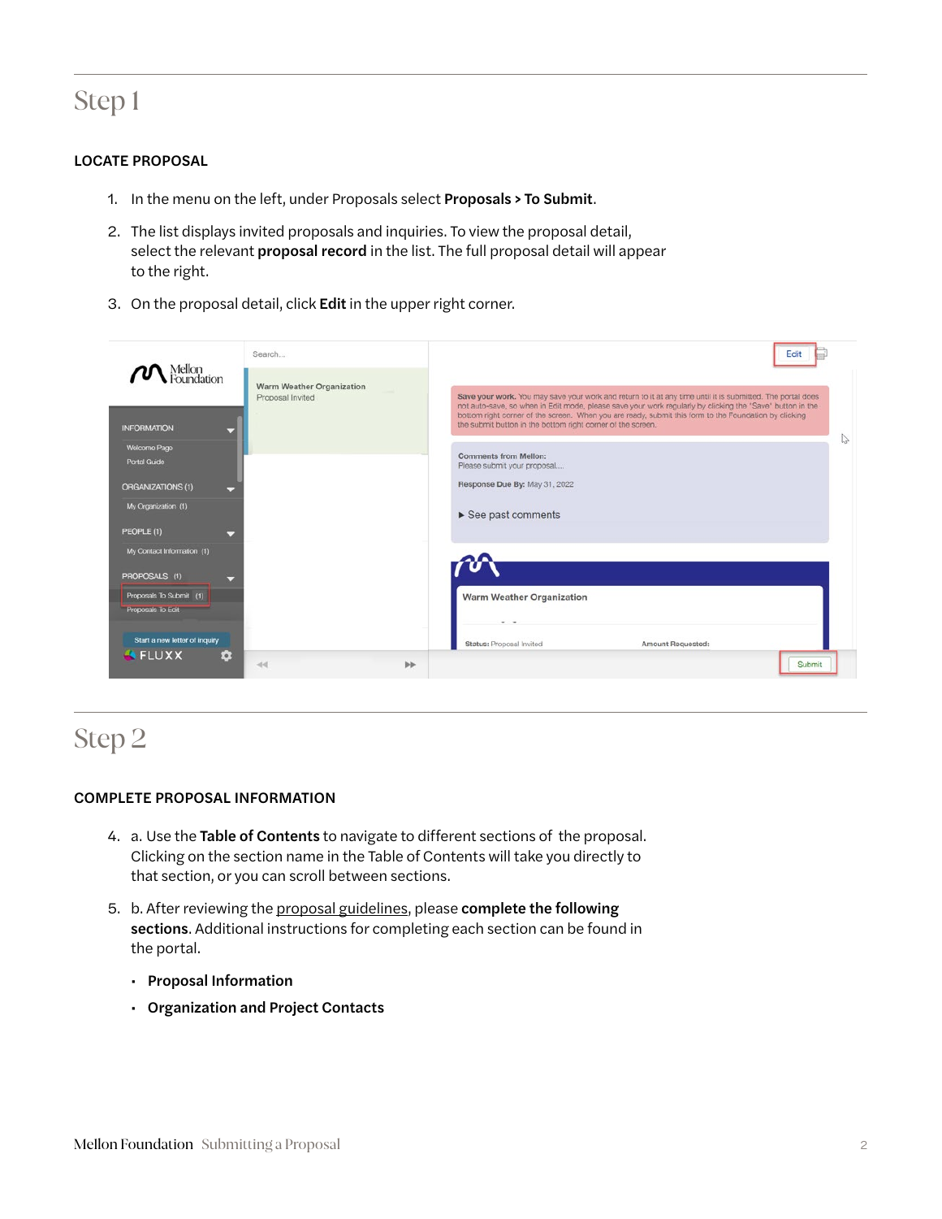# Step 1

### LOCATE PROPOSAL

1. In the menu on the left, under Proposals select **Proposals > To Submit**.
2. The list displays invited proposals and inquiries. To view the proposal detail, select the relevant **proposal record** in the list. The full proposal detail will appear to the right.
3. On the proposal detail, click **Edit** in the upper right corner.

# Step 2

### COMPLETE PROPOSAL INFORMATION

4. a. Use the **Table of Contents** to navigate to different sections of the proposal. Clicking on the section name in the Table of Contents will take you directly to that section, or you can scroll between sections.
5. b. After reviewing the proposal guidelines, please **complete the following sections**. Additional instructions for completing each section can be found in the portal.
   - **Proposal Information**
   - **Organization and Project Contacts**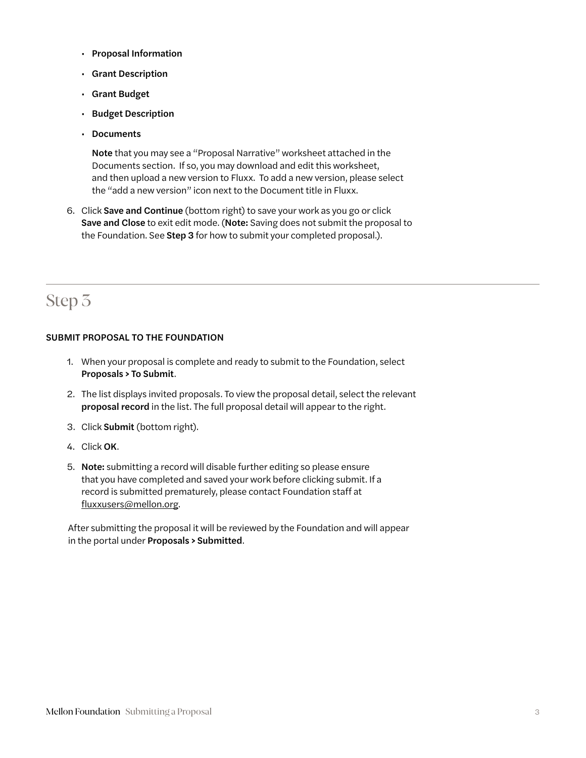- **Proposal Information**
- **Grant Description**
- **Grant Budget**
- **Budget Description**
- **Documents**

  **Note** that you may see a "Proposal Narrative" worksheet attached in the Documents section. If so, you may download and edit this worksheet, and then upload a new version to Fluxx. To add a new version, please select the "add a new version" icon next to the Document title in Fluxx.

6. Click **Save and Continue** (bottom right) to save your work as you go or click **Save and Close** to exit edit mode. (**Note:** Saving does not submit the proposal to the Foundation. See **Step 3** for how to submit your completed proposal.).

---

## Step 3

### SUBMIT PROPOSAL TO THE FOUNDATION

1. When your proposal is complete and ready to submit to the Foundation, select **Proposals > To Submit**.
2. The list displays invited proposals. To view the proposal detail, select the relevant **proposal record** in the list. The full proposal detail will appear to the right.
3. Click **Submit** (bottom right).
4. Click **OK**.
5. **Note:** submitting a record will disable further editing so please ensure that you have completed and saved your work before clicking submit. If a record is submitted prematurely, please contact Foundation staff at fluxxusers@mellon.org.

After submitting the proposal it will be reviewed by the Foundation and will appear in the portal under **Proposals > Submitted**.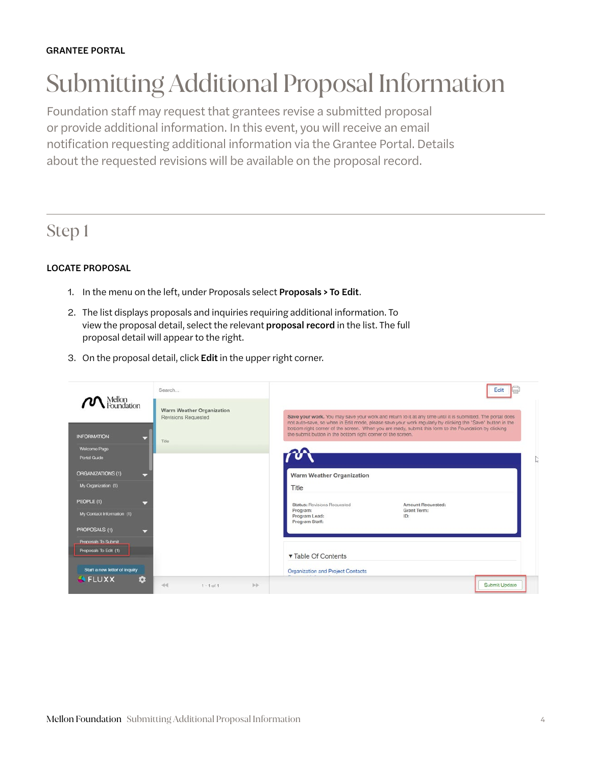GRANTEE PORTAL

# Submitting Additional Proposal Information

Foundation staff may request that grantees revise a submitted proposal or provide additional information. In this event, you will receive an email notification requesting additional information via the Grantee Portal. Details about the requested revisions will be available on the proposal record.

## Step 1

### LOCATE PROPOSAL

1. In the menu on the left, under Proposals select **Proposals > To Edit**.
2. The list displays proposals and inquiries requiring additional information. To view the proposal detail, select the relevant **proposal record** in the list. The full proposal detail will appear to the right.
3. On the proposal detail, click **Edit** in the upper right corner.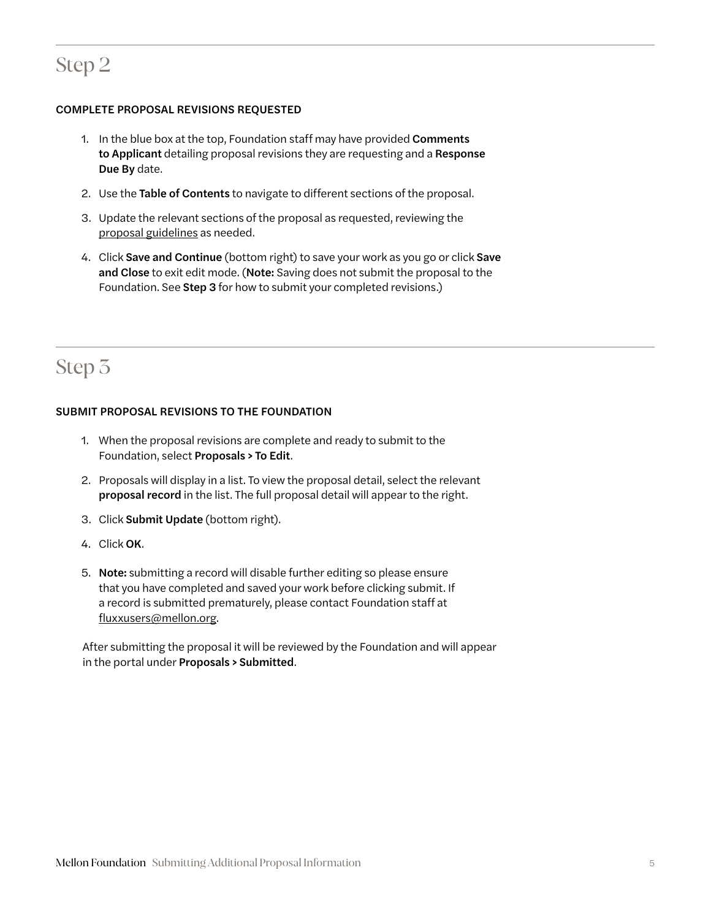## Step 2

**COMPLETE PROPOSAL REVISIONS REQUESTED**

1. In the blue box at the top, Foundation staff may have provided **Comments to Applicant** detailing proposal revisions they are requesting and a **Response Due By** date.
2. Use the **Table of Contents** to navigate to different sections of the proposal.
3. Update the relevant sections of the proposal as requested, reviewing the proposal guidelines as needed.
4. Click **Save and Continue** (bottom right) to save your work as you go or click **Save and Close** to exit edit mode. (**Note:** Saving does not submit the proposal to the Foundation. See **Step 3** for how to submit your completed revisions.)

## Step 3

**SUBMIT PROPOSAL REVISIONS TO THE FOUNDATION**

1. When the proposal revisions are complete and ready to submit to the Foundation, select **Proposals > To Edit**.
2. Proposals will display in a list. To view the proposal detail, select the relevant **proposal record** in the list. The full proposal detail will appear to the right.
3. Click **Submit Update** (bottom right).
4. Click **OK**.
5. **Note:** submitting a record will disable further editing so please ensure that you have completed and saved your work before clicking submit. If a record is submitted prematurely, please contact Foundation staff at fluxxusers@mellon.org.

After submitting the proposal it will be reviewed by the Foundation and will appear in the portal under **Proposals > Submitted**.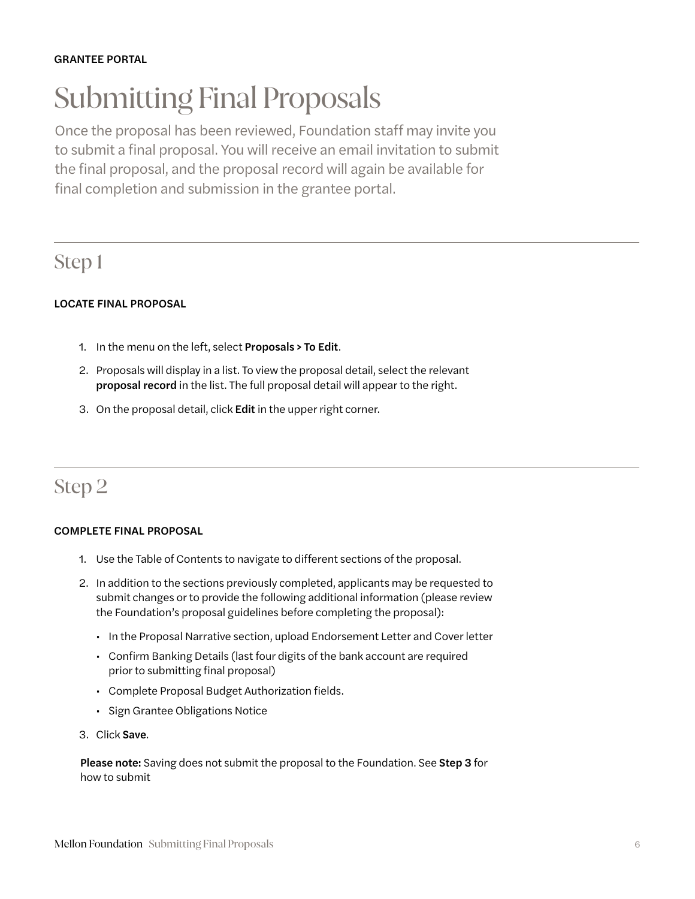GRANTEE PORTAL

# Submitting Final Proposals

Once the proposal has been reviewed, Foundation staff may invite you to submit a final proposal. You will receive an email invitation to submit the final proposal, and the proposal record will again be available for final completion and submission in the grantee portal.

## Step 1

### LOCATE FINAL PROPOSAL

1. In the menu on the left, select **Proposals > To Edit**.
2. Proposals will display in a list. To view the proposal detail, select the relevant **proposal record** in the list. The full proposal detail will appear to the right.
3. On the proposal detail, click **Edit** in the upper right corner.

## Step 2

### COMPLETE FINAL PROPOSAL

1. Use the Table of Contents to navigate to different sections of the proposal.
2. In addition to the sections previously completed, applicants may be requested to submit changes or to provide the following additional information (please review the Foundation's proposal guidelines before completing the proposal):
   - In the Proposal Narrative section, upload Endorsement Letter and Cover letter
   - Confirm Banking Details (last four digits of the bank account are required prior to submitting final proposal)
   - Complete Proposal Budget Authorization fields.
   - Sign Grantee Obligations Notice
3. Click **Save**.

**Please note:** Saving does not submit the proposal to the Foundation. See **Step 3** for how to submit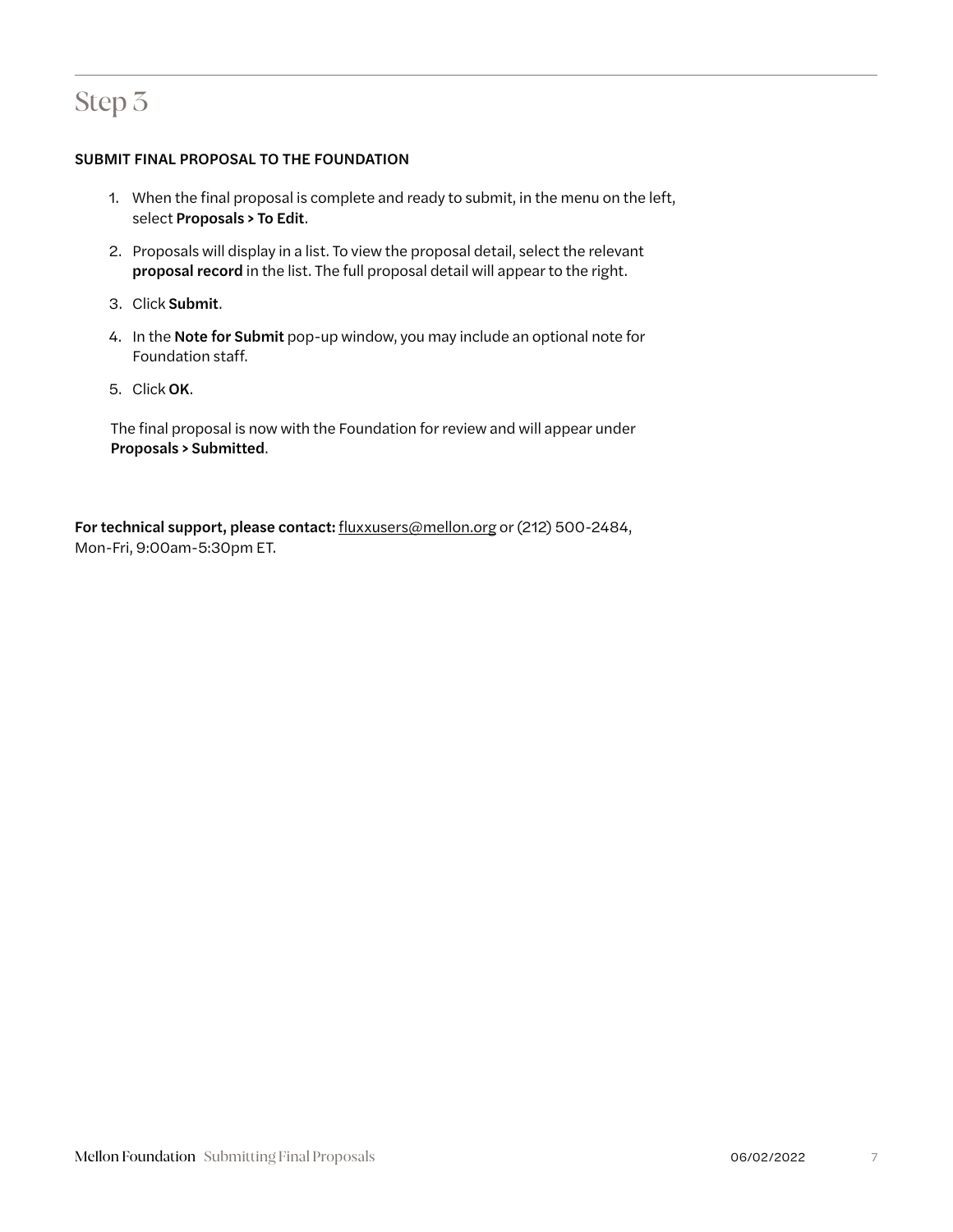## Step 3

**SUBMIT FINAL PROPOSAL TO THE FOUNDATION**

1. When the final proposal is complete and ready to submit, in the menu on the left, select **Proposals > To Edit**.
2. Proposals will display in a list. To view the proposal detail, select the relevant **proposal record** in the list. The full proposal detail will appear to the right.
3. Click **Submit**.
4. In the **Note for Submit** pop-up window, you may include an optional note for Foundation staff.
5. Click **OK**.

The final proposal is now with the Foundation for review and will appear under **Proposals > Submitted**.

**For technical support, please contact:** fluxxusers@mellon.org or (212) 500-2484, Mon-Fri, 9:00am-5:30pm ET.